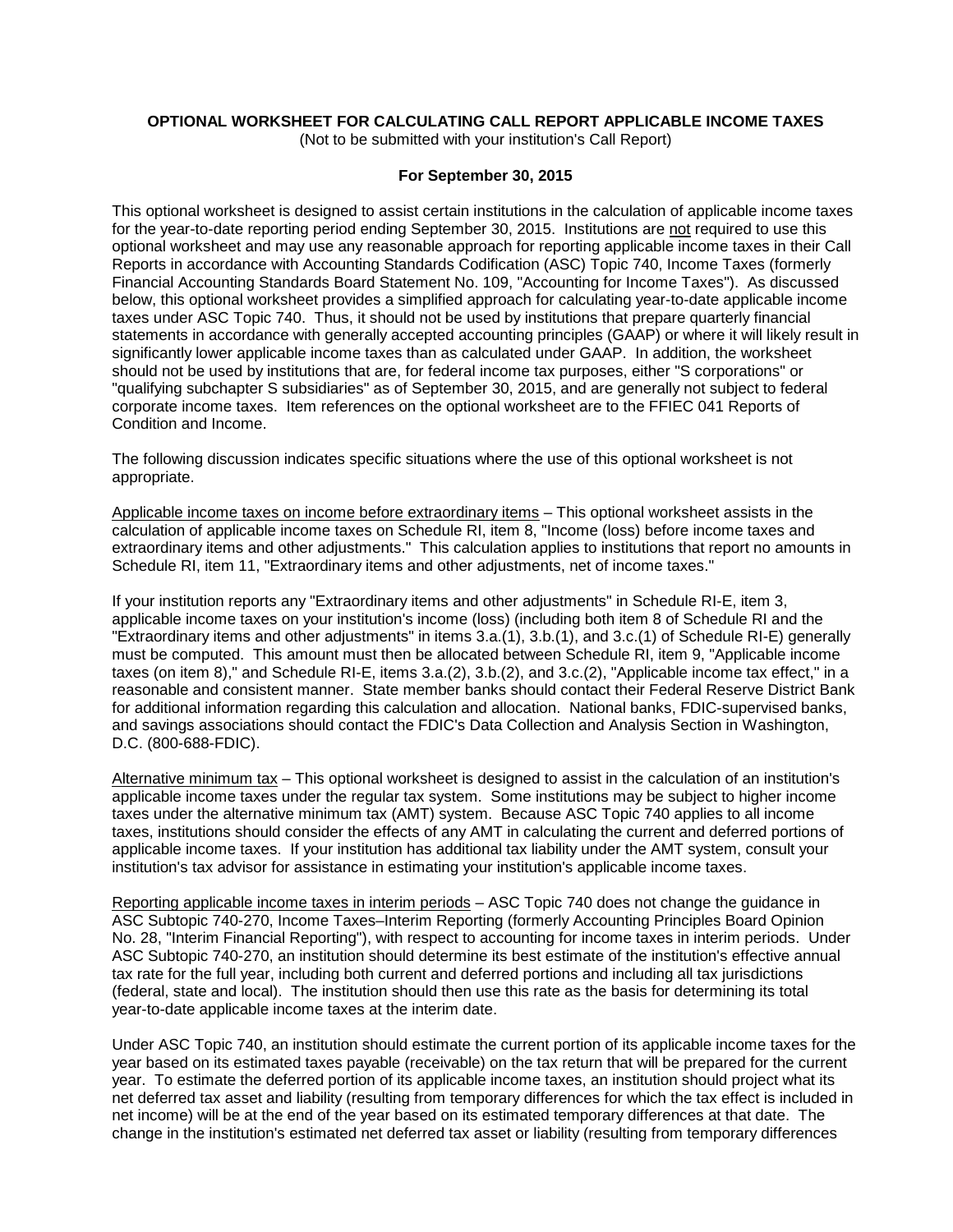**OPTIONAL WORKSHEET FOR CALCULATING CALL REPORT APPLICABLE INCOME TAXES**

(Not to be submitted with your institution's Call Report)

**For September 30, 2015**

This optional worksheet is designed to assist certain institutions in the calculation of applicable income taxes for the year-to-date reporting period ending September 30, 2015. Institutions are not required to use this optional worksheet and may use any reasonable approach for reporting applicable income taxes in their Call Reports in accordance with Accounting Standards Codification (ASC) Topic 740, Income Taxes (formerly Financial Accounting Standards Board Statement No. 109, "Accounting for Income Taxes"). As discussed below, this optional worksheet provides a simplified approach for calculating year-to-date applicable income taxes under ASC Topic 740. Thus, it should not be used by institutions that prepare quarterly financial statements in accordance with generally accepted accounting principles (GAAP) or where it will likely result in significantly lower applicable income taxes than as calculated under GAAP. In addition, the worksheet should not be used by institutions that are, for federal income tax purposes, either "S corporations" or "qualifying subchapter S subsidiaries" as of September 30, 2015, and are generally not subject to federal corporate income taxes. Item references on the optional worksheet are to the FFIEC 041 Reports of Condition and Income.

The following discussion indicates specific situations where the use of this optional worksheet is not appropriate.

Applicable income taxes on income before extraordinary items – This optional worksheet assists in the calculation of applicable income taxes on Schedule RI, item 8, "Income (loss) before income taxes and extraordinary items and other adjustments." This calculation applies to institutions that report no amounts in Schedule RI, item 11, "Extraordinary items and other adjustments, net of income taxes."

If your institution reports any "Extraordinary items and other adjustments" in Schedule RI-E, item 3, applicable income taxes on your institution's income (loss) (including both item 8 of Schedule RI and the "Extraordinary items and other adjustments" in items 3.a.(1), 3.b.(1), and 3.c.(1) of Schedule RI-E) generally must be computed. This amount must then be allocated between Schedule RI, item 9, "Applicable income taxes (on item 8)," and Schedule RI-E, items 3.a.(2), 3.b.(2), and 3.c.(2), "Applicable income tax effect," in a reasonable and consistent manner. State member banks should contact their Federal Reserve District Bank for additional information regarding this calculation and allocation. National banks, FDIC-supervised banks, and savings associations should contact the FDIC's Data Collection and Analysis Section in Washington, D.C. (800-688-FDIC).

Alternative minimum tax – This optional worksheet is designed to assist in the calculation of an institution's applicable income taxes under the regular tax system. Some institutions may be subject to higher income taxes under the alternative minimum tax (AMT) system. Because ASC Topic 740 applies to all income taxes, institutions should consider the effects of any AMT in calculating the current and deferred portions of applicable income taxes. If your institution has additional tax liability under the AMT system, consult your institution's tax advisor for assistance in estimating your institution's applicable income taxes.

Reporting applicable income taxes in interim periods – ASC Topic 740 does not change the guidance in ASC Subtopic 740-270, Income Taxes–Interim Reporting (formerly Accounting Principles Board Opinion No. 28, "Interim Financial Reporting"), with respect to accounting for income taxes in interim periods. Under ASC Subtopic 740-270, an institution should determine its best estimate of the institution's effective annual tax rate for the full year, including both current and deferred portions and including all tax jurisdictions (federal, state and local). The institution should then use this rate as the basis for determining its total year-to-date applicable income taxes at the interim date.

Under ASC Topic 740, an institution should estimate the current portion of its applicable income taxes for the year based on its estimated taxes payable (receivable) on the tax return that will be prepared for the current year. To estimate the deferred portion of its applicable income taxes, an institution should project what its net deferred tax asset and liability (resulting from temporary differences for which the tax effect is included in net income) will be at the end of the year based on its estimated temporary differences at that date. The change in the institution's estimated net deferred tax asset or liability (resulting from temporary differences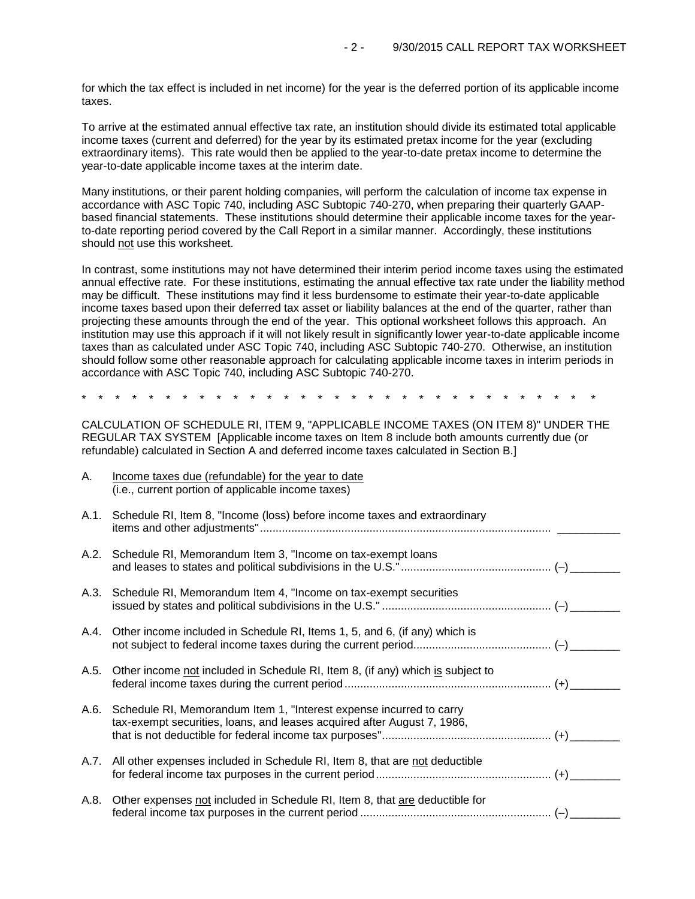for which the tax effect is included in net income) for the year is the deferred portion of its applicable income taxes.

To arrive at the estimated annual effective tax rate, an institution should divide its estimated total applicable income taxes (current and deferred) for the year by its estimated pretax income for the year (excluding extraordinary items). This rate would then be applied to the year-to-date pretax income to determine the year-to-date applicable income taxes at the interim date.

Many institutions, or their parent holding companies, will perform the calculation of income tax expense in accordance with ASC Topic 740, including ASC Subtopic 740-270, when preparing their quarterly GAAP-based financial statements. These institutions should determine their applicable income taxes for the year-to-date reporting period covered by the Call Report in a similar manner. Accordingly, these institutions should not use this worksheet.

In contrast, some institutions may not have determined their interim period income taxes using the estimated annual effective rate. For these institutions, estimating the annual effective tax rate under the liability method may be difficult. These institutions may find it less burdensome to estimate their year-to-date applicable income taxes based upon their deferred tax asset or liability balances at the end of the quarter, rather than projecting these amounts through the end of the year. This optional worksheet follows this approach. An institution may use this approach if it will not likely result in significantly lower year-to-date applicable income taxes than as calculated under ASC Topic 740, including ASC Subtopic 740-270. Otherwise, an institution should follow some other reasonable approach for calculating applicable income taxes in interim periods in accordance with ASC Topic 740, including ASC Subtopic 740-270.

\* \* \* \* \* \* \* \* \* \* \* \* \* \* \* \* \* \* \* \* \* \* \* \* \* \* \* \* \* \* \* \* \* \* \* \*

CALCULATION OF SCHEDULE RI, ITEM 9, "APPLICABLE INCOME TAXES (ON ITEM 8)" UNDER THE REGULAR TAX SYSTEM [Applicable income taxes on Item 8 include both amounts currently due (or refundable) calculated in Section A and deferred income taxes calculated in Section B.]

A. Income taxes due (refundable) for the year to date
(i.e., current portion of applicable income taxes)

A.1. Schedule RI, Item 8, "Income (loss) before income taxes and extraordinary items and other adjustments" .......... __________

A.2. Schedule RI, Memorandum Item 3, "Income on tax-exempt loans and leases to states and political subdivisions in the U.S." .......... (–) ________

A.3. Schedule RI, Memorandum Item 4, "Income on tax-exempt securities issued by states and political subdivisions in the U.S." .......... (–) ________

A.4. Other income included in Schedule RI, Items 1, 5, and 6, (if any) which is not subject to federal income taxes during the current period .......... (–) ________

A.5. Other income not included in Schedule RI, Item 8, (if any) which is subject to federal income taxes during the current period .......... (+) ________

A.6. Schedule RI, Memorandum Item 1, "Interest expense incurred to carry tax-exempt securities, loans, and leases acquired after August 7, 1986, that is not deductible for federal income tax purposes" .......... (+) ________

A.7. All other expenses included in Schedule RI, Item 8, that are not deductible for federal income tax purposes in the current period .......... (+) ________

A.8. Other expenses not included in Schedule RI, Item 8, that are deductible for federal income tax purposes in the current period .......... (–) ________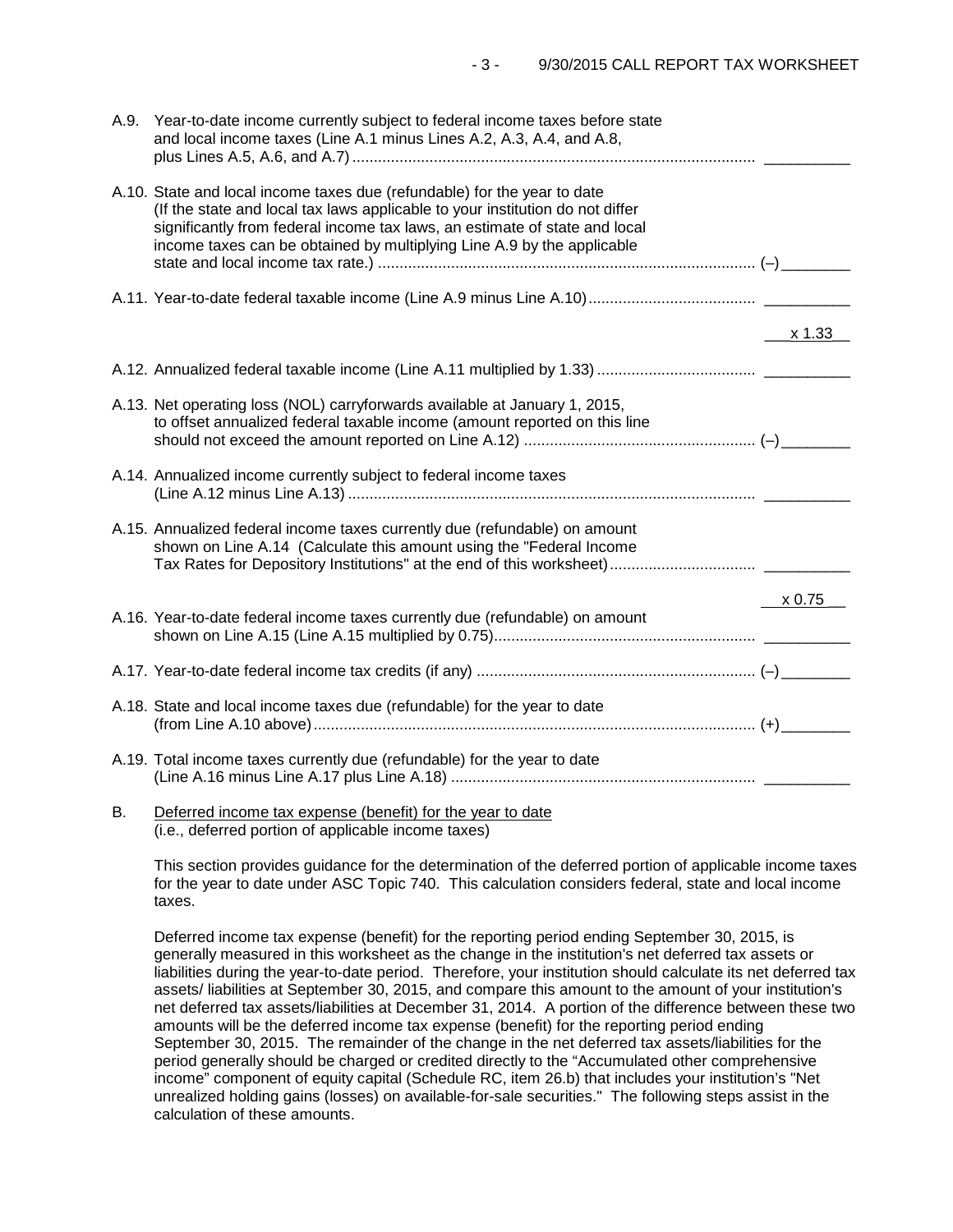A.9. Year-to-date income currently subject to federal income taxes before state and local income taxes (Line A.1 minus Lines A.2, A.3, A.4, and A.8, plus Lines A.5, A.6, and A.7) .............................................................................................. __________

A.10. State and local income taxes due (refundable) for the year to date (If the state and local tax laws applicable to your institution do not differ significantly from federal income tax laws, an estimate of state and local income taxes can be obtained by multiplying Line A.9 by the applicable state and local income tax rate.) ....................................................................................... (–)________

A.11. Year-to-date federal taxable income (Line A.9 minus Line A.10)....................................... __________

x 1.33

A.12. Annualized federal taxable income (Line A.11 multiplied by 1.33) .................................... __________

A.13. Net operating loss (NOL) carryforwards available at January 1, 2015, to offset annualized federal taxable income (amount reported on this line should not exceed the amount reported on Line A.12) ...................................................... (–)________

A.14. Annualized income currently subject to federal income taxes (Line A.12 minus Line A.13) ............................................................................................... __________

A.15. Annualized federal income taxes currently due (refundable) on amount shown on Line A.14 (Calculate this amount using the "Federal Income Tax Rates for Depository Institutions" at the end of this worksheet)................................. __________

x 0.75

A.16. Year-to-date federal income taxes currently due (refundable) on amount shown on Line A.15 (Line A.15 multiplied by 0.75)............................................................ __________

A.17. Year-to-date federal income tax credits (if any) ................................................................. (–)________

A.18. State and local income taxes due (refundable) for the year to date (from Line A.10 above)....................................................................................................... (+)________

A.19. Total income taxes currently due (refundable) for the year to date (Line A.16 minus Line A.17 plus Line A.18) ....................................................................... __________

B. Deferred income tax expense (benefit) for the year to date
(i.e., deferred portion of applicable income taxes)

This section provides guidance for the determination of the deferred portion of applicable income taxes for the year to date under ASC Topic 740. This calculation considers federal, state and local income taxes.

Deferred income tax expense (benefit) for the reporting period ending September 30, 2015, is generally measured in this worksheet as the change in the institution's net deferred tax assets or liabilities during the year-to-date period. Therefore, your institution should calculate its net deferred tax assets/ liabilities at September 30, 2015, and compare this amount to the amount of your institution's net deferred tax assets/liabilities at December 31, 2014. A portion of the difference between these two amounts will be the deferred income tax expense (benefit) for the reporting period ending September 30, 2015. The remainder of the change in the net deferred tax assets/liabilities for the period generally should be charged or credited directly to the "Accumulated other comprehensive income" component of equity capital (Schedule RC, item 26.b) that includes your institution's "Net unrealized holding gains (losses) on available-for-sale securities." The following steps assist in the calculation of these amounts.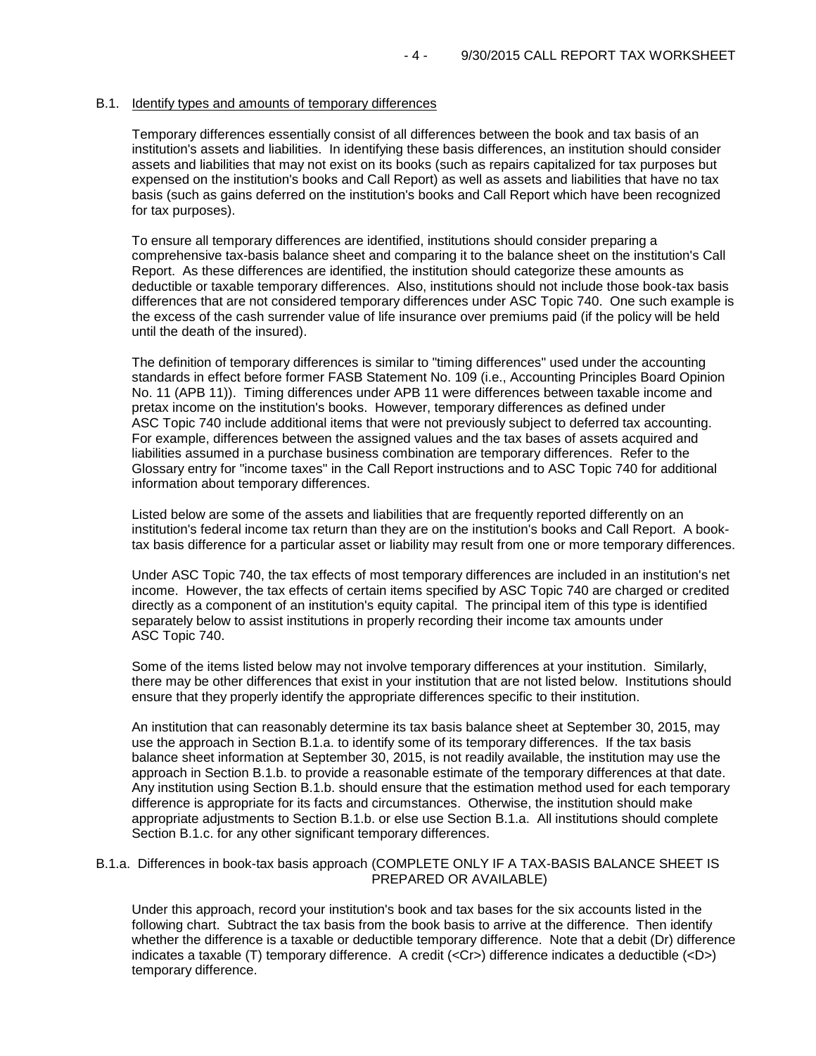### B.1. Identify types and amounts of temporary differences

Temporary differences essentially consist of all differences between the book and tax basis of an institution's assets and liabilities. In identifying these basis differences, an institution should consider assets and liabilities that may not exist on its books (such as repairs capitalized for tax purposes but expensed on the institution's books and Call Report) as well as assets and liabilities that have no tax basis (such as gains deferred on the institution's books and Call Report which have been recognized for tax purposes).

To ensure all temporary differences are identified, institutions should consider preparing a comprehensive tax-basis balance sheet and comparing it to the balance sheet on the institution's Call Report. As these differences are identified, the institution should categorize these amounts as deductible or taxable temporary differences. Also, institutions should not include those book-tax basis differences that are not considered temporary differences under ASC Topic 740. One such example is the excess of the cash surrender value of life insurance over premiums paid (if the policy will be held until the death of the insured).

The definition of temporary differences is similar to "timing differences" used under the accounting standards in effect before former FASB Statement No. 109 (i.e., Accounting Principles Board Opinion No. 11 (APB 11)). Timing differences under APB 11 were differences between taxable income and pretax income on the institution's books. However, temporary differences as defined under ASC Topic 740 include additional items that were not previously subject to deferred tax accounting. For example, differences between the assigned values and the tax bases of assets acquired and liabilities assumed in a purchase business combination are temporary differences. Refer to the Glossary entry for "income taxes" in the Call Report instructions and to ASC Topic 740 for additional information about temporary differences.

Listed below are some of the assets and liabilities that are frequently reported differently on an institution's federal income tax return than they are on the institution's books and Call Report. A book-tax basis difference for a particular asset or liability may result from one or more temporary differences.

Under ASC Topic 740, the tax effects of most temporary differences are included in an institution's net income. However, the tax effects of certain items specified by ASC Topic 740 are charged or credited directly as a component of an institution's equity capital. The principal item of this type is identified separately below to assist institutions in properly recording their income tax amounts under ASC Topic 740.

Some of the items listed below may not involve temporary differences at your institution. Similarly, there may be other differences that exist in your institution that are not listed below. Institutions should ensure that they properly identify the appropriate differences specific to their institution.

An institution that can reasonably determine its tax basis balance sheet at September 30, 2015, may use the approach in Section B.1.a. to identify some of its temporary differences. If the tax basis balance sheet information at September 30, 2015, is not readily available, the institution may use the approach in Section B.1.b. to provide a reasonable estimate of the temporary differences at that date. Any institution using Section B.1.b. should ensure that the estimation method used for each temporary difference is appropriate for its facts and circumstances. Otherwise, the institution should make appropriate adjustments to Section B.1.b. or else use Section B.1.a. All institutions should complete Section B.1.c. for any other significant temporary differences.

### B.1.a. Differences in book-tax basis approach (COMPLETE ONLY IF A TAX-BASIS BALANCE SHEET IS PREPARED OR AVAILABLE)

Under this approach, record your institution's book and tax bases for the six accounts listed in the following chart. Subtract the tax basis from the book basis to arrive at the difference. Then identify whether the difference is a taxable or deductible temporary difference. Note that a debit (Dr) difference indicates a taxable (T) temporary difference. A credit (<Cr>) difference indicates a deductible (<D>) temporary difference.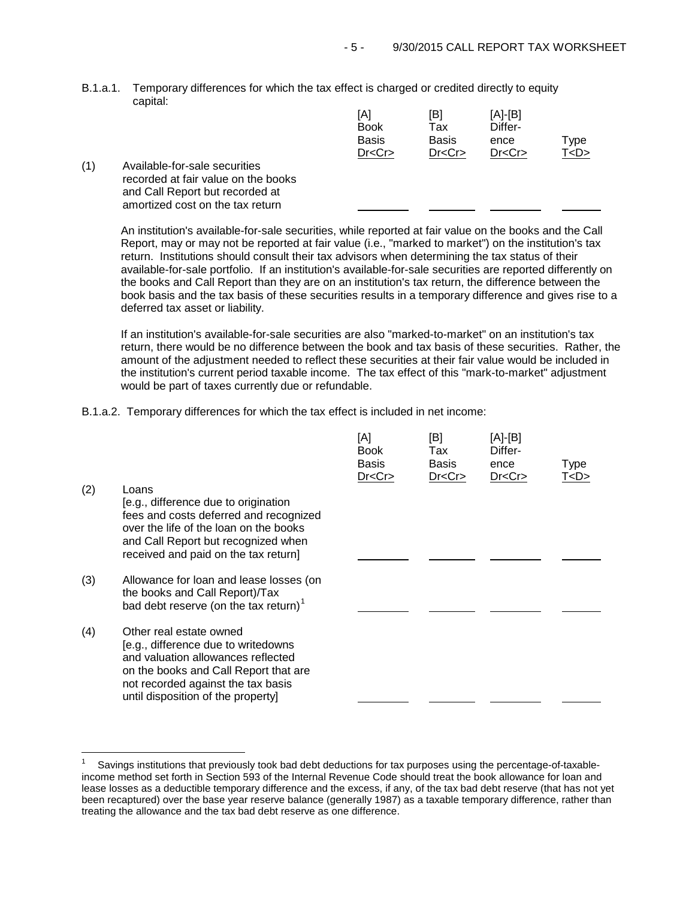B.1.a.1. Temporary differences for which the tax effect is charged or credited directly to equity capital:

| | | [A] Book Basis Dr<Cr> | [B] Tax Basis Dr<Cr> | [A]-[B] Difference Dr<Cr> | Type T<D> |
|---|---|---|---|---|---|
| (1) | Available-for-sale securities recorded at fair value on the books and Call Report but recorded at amortized cost on the tax return | | | | |

An institution's available-for-sale securities, while reported at fair value on the books and the Call Report, may or may not be reported at fair value (i.e., "marked to market") on the institution's tax return. Institutions should consult their tax advisors when determining the tax status of their available-for-sale portfolio. If an institution's available-for-sale securities are reported differently on the books and Call Report than they are on an institution's tax return, the difference between the book basis and the tax basis of these securities results in a temporary difference and gives rise to a deferred tax asset or liability.

If an institution's available-for-sale securities are also "marked-to-market" on an institution's tax return, there would be no difference between the book and tax basis of these securities. Rather, the amount of the adjustment needed to reflect these securities at their fair value would be included in the institution's current period taxable income. The tax effect of this "mark-to-market" adjustment would be part of taxes currently due or refundable.

B.1.a.2. Temporary differences for which the tax effect is included in net income:

| | | [A] Book Basis Dr<Cr> | [B] Tax Basis Dr<Cr> | [A]-[B] Difference Dr<Cr> | Type T<D> |
|---|---|---|---|---|---|
| (2) | Loans [e.g., difference due to origination fees and costs deferred and recognized over the life of the loan on the books and Call Report but recognized when received and paid on the tax return] | | | | |
| (3) | Allowance for loan and lease losses (on the books and Call Report)/Tax bad debt reserve (on the tax return)[1] | | | | |
| (4) | Other real estate owned [e.g., difference due to writedowns and valuation allowances reflected on the books and Call Report that are not recorded against the tax basis until disposition of the property] | | | | |

---

[1] Savings institutions that previously took bad debt deductions for tax purposes using the percentage-of-taxable-income method set forth in Section 593 of the Internal Revenue Code should treat the book allowance for loan and lease losses as a deductible temporary difference and the excess, if any, of the tax bad debt reserve (that has not yet been recaptured) over the base year reserve balance (generally 1987) as a taxable temporary difference, rather than treating the allowance and the tax bad debt reserve as one difference.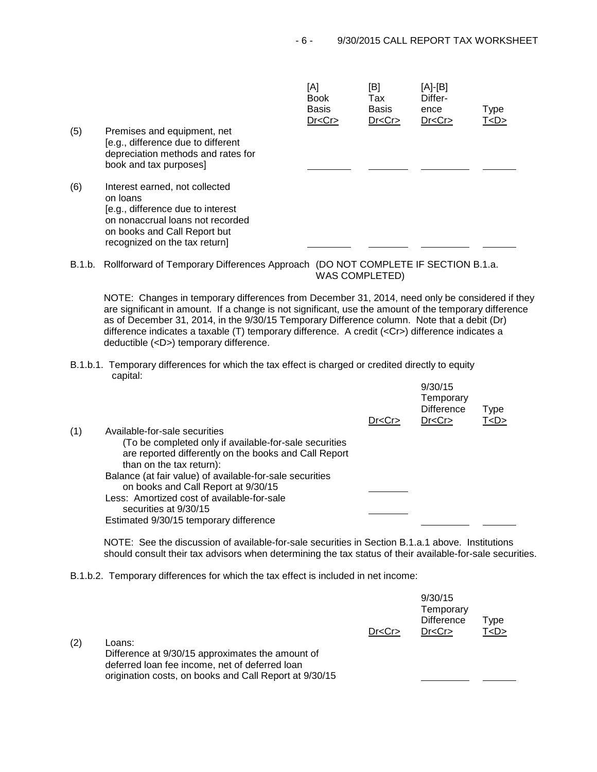| | | [A] Book Basis Dr<Cr> | [B] Tax Basis Dr<Cr> | [A]-[B] Difference Dr<Cr> | Type T<D> |
|---|---|---|---|---|---|
| (5) | Premises and equipment, net [e.g., difference due to different depreciation methods and rates for book and tax purposes] | \_\_\_\_\_\_\_\_ | \_\_\_\_\_\_\_\_ | \_\_\_\_\_\_\_\_ | \_\_\_\_\_\_ |
| (6) | Interest earned, not collected on loans [e.g., difference due to interest on nonaccrual loans not recorded on books and Call Report but recognized on the tax return] | \_\_\_\_\_\_\_\_ | \_\_\_\_\_\_\_\_ | \_\_\_\_\_\_\_\_ | \_\_\_\_\_\_ |

B.1.b. Rollforward of Temporary Differences Approach (DO NOT COMPLETE IF SECTION B.1.a. WAS COMPLETED)

NOTE: Changes in temporary differences from December 31, 2014, need only be considered if they are significant in amount. If a change is not significant, use the amount of the temporary difference as of December 31, 2014, in the 9/30/15 Temporary Difference column. Note that a debit (Dr) difference indicates a taxable (T) temporary difference. A credit (<Cr>) difference indicates a deductible (<D>) temporary difference.

B.1.b.1. Temporary differences for which the tax effect is charged or credited directly to equity capital:

| | | Dr<Cr> | 9/30/15 Temporary Difference Dr<Cr> | Type T<D> |
|---|---|---|---|---|
| (1) | Available-for-sale securities (To be completed only if available-for-sale securities are reported differently on the books and Call Report than on the tax return): | | | |
| | Balance (at fair value) of available-for-sale securities on books and Call Report at 9/30/15 | \_\_\_\_\_\_\_\_ | | |
| | Less: Amortized cost of available-for-sale securities at 9/30/15 | \_\_\_\_\_\_\_\_ | | |
| | Estimated 9/30/15 temporary difference | | \_\_\_\_\_\_\_\_ | \_\_\_\_\_\_ |

NOTE: See the discussion of available-for-sale securities in Section B.1.a.1 above. Institutions should consult their tax advisors when determining the tax status of their available-for-sale securities.

B.1.b.2. Temporary differences for which the tax effect is included in net income:

| | | Dr<Cr> | 9/30/15 Temporary Difference Dr<Cr> | Type T<D> |
|---|---|---|---|---|
| (2) | Loans: Difference at 9/30/15 approximates the amount of deferred loan fee income, net of deferred loan origination costs, on books and Call Report at 9/30/15 | | \_\_\_\_\_\_\_\_ | \_\_\_\_\_\_ |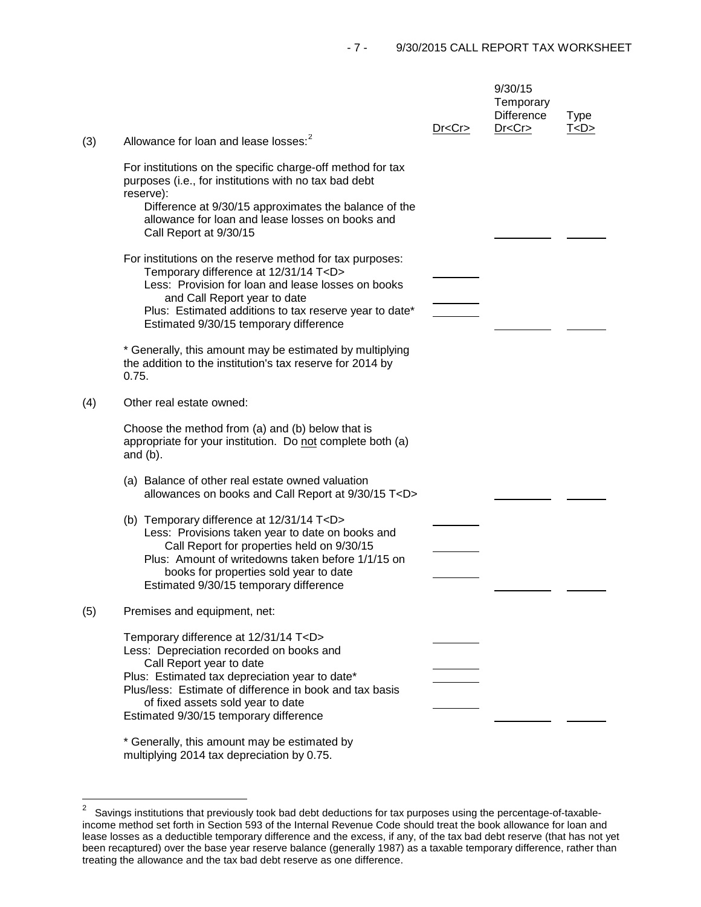| | | Dr<Cr> | 9/30/15 Temporary Difference Dr<Cr> | Type T<D> |
|---|---|---|---|---|
| (3) | Allowance for loan and lease losses:[2] | | | |
| | For institutions on the specific charge-off method for tax purposes (i.e., for institutions with no tax bad debt reserve): | | | |
| | Difference at 9/30/15 approximates the balance of the allowance for loan and lease losses on books and Call Report at 9/30/15 | | ______ | ______ |
| | For institutions on the reserve method for tax purposes: | | | |
| | Temporary difference at 12/31/14 T<D> | ______ | | |
| | Less: Provision for loan and lease losses on books and Call Report year to date | ______ | | |
| | Plus: Estimated additions to tax reserve year to date* | ______ | | |
| | Estimated 9/30/15 temporary difference | | ______ | ______ |
| | * Generally, this amount may be estimated by multiplying the addition to the institution's tax reserve for 2014 by 0.75. | | | |
| (4) | Other real estate owned: | | | |
| | Choose the method from (a) and (b) below that is appropriate for your institution. Do not complete both (a) and (b). | | | |
| | (a) Balance of other real estate owned valuation allowances on books and Call Report at 9/30/15 T<D> | | ______ | ______ |
| | (b) Temporary difference at 12/31/14 T<D> | ______ | | |
| | Less: Provisions taken year to date on books and Call Report for properties held on 9/30/15 | ______ | | |
| | Plus: Amount of writedowns taken before 1/1/15 on books for properties sold year to date | ______ | | |
| | Estimated 9/30/15 temporary difference | | ______ | ______ |
| (5) | Premises and equipment, net: | | | |
| | Temporary difference at 12/31/14 T<D> | ______ | | |
| | Less: Depreciation recorded on books and Call Report year to date | ______ | | |
| | Plus: Estimated tax depreciation year to date* | ______ | | |
| | Plus/less: Estimate of difference in book and tax basis of fixed assets sold year to date | ______ | | |
| | Estimated 9/30/15 temporary difference | | ______ | ______ |
| | * Generally, this amount may be estimated by multiplying 2014 tax depreciation by 0.75. | | | |

[2] Savings institutions that previously took bad debt deductions for tax purposes using the percentage-of-taxable-income method set forth in Section 593 of the Internal Revenue Code should treat the book allowance for loan and lease losses as a deductible temporary difference and the excess, if any, of the tax bad debt reserve (that has not yet been recaptured) over the base year reserve balance (generally 1987) as a taxable temporary difference, rather than treating the allowance and the tax bad debt reserve as one difference.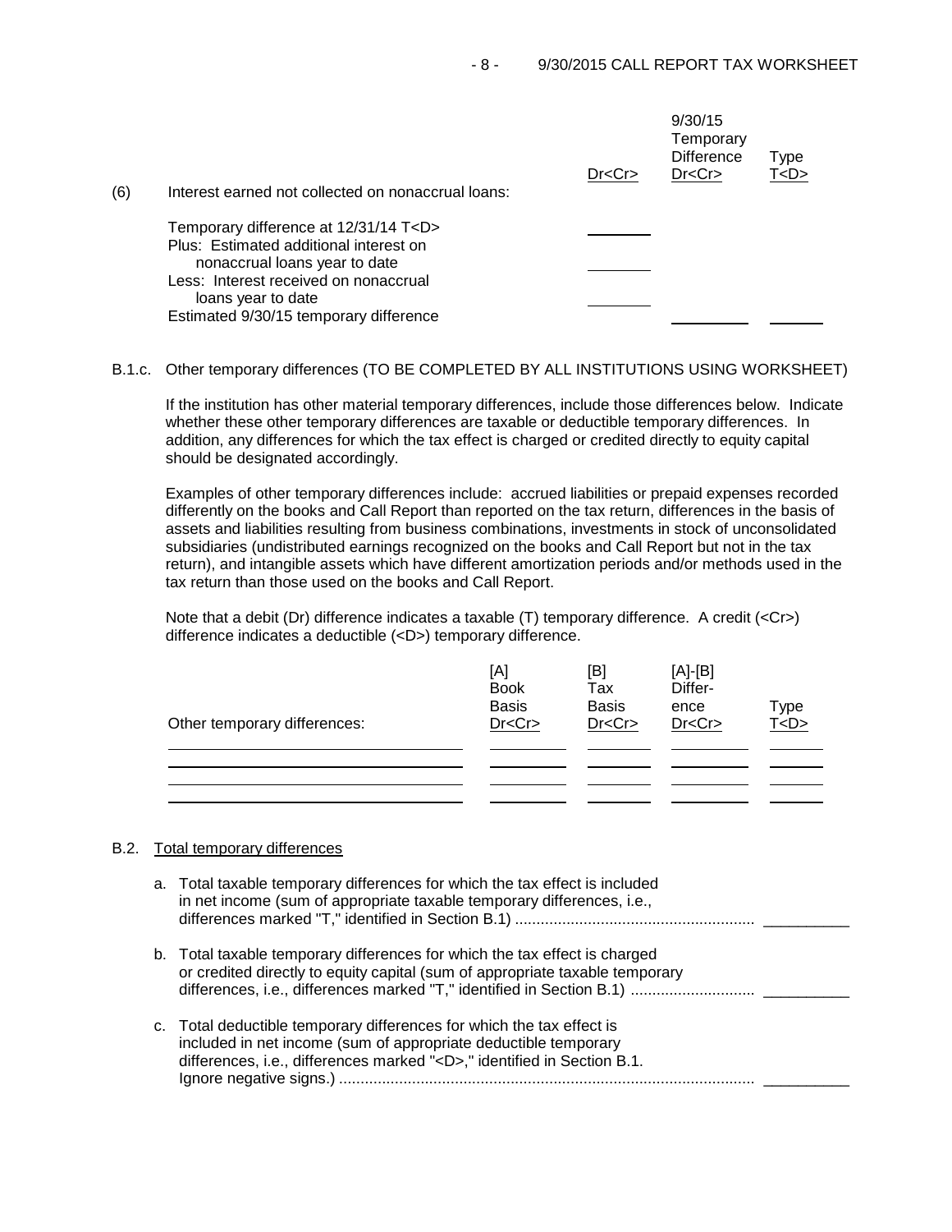| (6) | Interest earned not collected on nonaccrual loans: | Dr<Cr> | 9/30/15 Temporary Difference Dr<Cr> | Type T<D> |
|---|---|---|---|---|
| | Temporary difference at 12/31/14 T<D> | ________ | | |
| | Plus: Estimated additional interest on nonaccrual loans year to date | ________ | | |
| | Less: Interest received on nonaccrual loans year to date | ________ | | |
| | Estimated 9/30/15 temporary difference | | __________ | _______ |

B.1.c. Other temporary differences (TO BE COMPLETED BY ALL INSTITUTIONS USING WORKSHEET)

If the institution has other material temporary differences, include those differences below. Indicate whether these other temporary differences are taxable or deductible temporary differences. In addition, any differences for which the tax effect is charged or credited directly to equity capital should be designated accordingly.

Examples of other temporary differences include: accrued liabilities or prepaid expenses recorded differently on the books and Call Report than reported on the tax return, differences in the basis of assets and liabilities resulting from business combinations, investments in stock of unconsolidated subsidiaries (undistributed earnings recognized on the books and Call Report but not in the tax return), and intangible assets which have different amortization periods and/or methods used in the tax return than those used on the books and Call Report.

Note that a debit (Dr) difference indicates a taxable (T) temporary difference. A credit (<Cr>) difference indicates a deductible (<D>) temporary difference.

| Other temporary differences: | [A] Book Basis Dr<Cr> | [B] Tax Basis Dr<Cr> | [A]-[B] Difference Dr<Cr> | Type T<D> |
|---|---|---|---|---|
| | | | | |
| | | | | |
| | | | | |
| | | | | |

B.2. Total temporary differences

a. Total taxable temporary differences for which the tax effect is included in net income (sum of appropriate taxable temporary differences, i.e., differences marked "T," identified in Section B.1) .......................................................... __________

b. Total taxable temporary differences for which the tax effect is charged or credited directly to equity capital (sum of appropriate taxable temporary differences, i.e., differences marked "T," identified in Section B.1) ............................ __________

c. Total deductible temporary differences for which the tax effect is included in net income (sum of appropriate deductible temporary differences, i.e., differences marked "<D>," identified in Section B.1. Ignore negative signs.) ................................................................................................ __________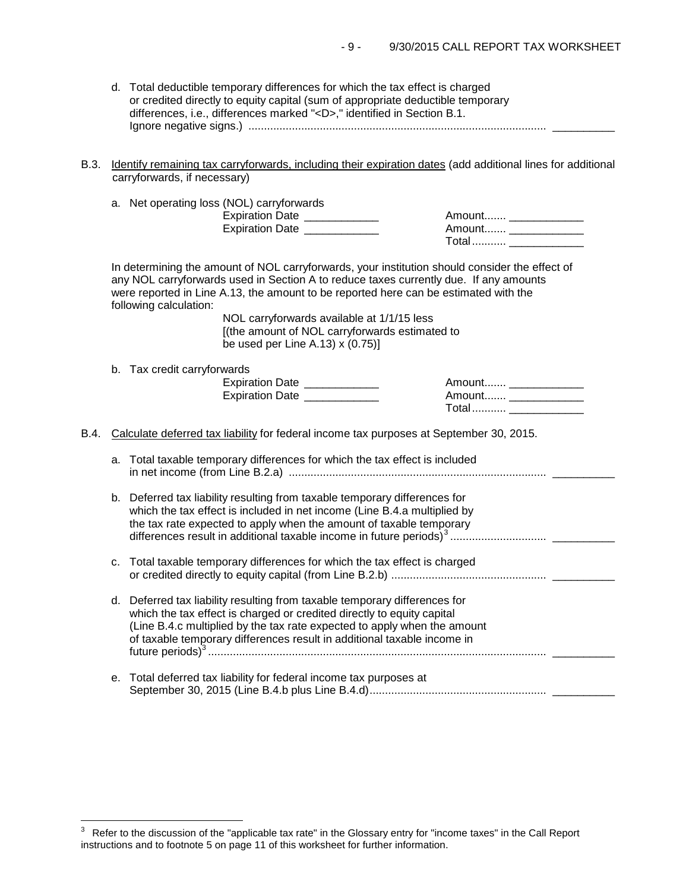d. Total deductible temporary differences for which the tax effect is charged or credited directly to equity capital (sum of appropriate deductible temporary differences, i.e., differences marked "<D>," identified in Section B.1. Ignore negative signs.) ................................................................................................ __________

B.3. Identify remaining tax carryforwards, including their expiration dates (add additional lines for additional carryforwards, if necessary)

a. Net operating loss (NOL) carryforwards

| | |
|---|---|
| Expiration Date ____________ | Amount....... ____________ |
| Expiration Date ____________ | Amount....... ____________ |
| | Total........... ____________ |

In determining the amount of NOL carryforwards, your institution should consider the effect of any NOL carryforwards used in Section A to reduce taxes currently due. If any amounts were reported in Line A.13, the amount to be reported here can be estimated with the following calculation:

> NOL carryforwards available at 1/1/15 less [(the amount of NOL carryforwards estimated to be used per Line A.13) x (0.75)]

b. Tax credit carryforwards

| | |
|---|---|
| Expiration Date ____________ | Amount....... ____________ |
| Expiration Date ____________ | Amount....... ____________ |
| | Total........... ____________ |

B.4. Calculate deferred tax liability for federal income tax purposes at September 30, 2015.

a. Total taxable temporary differences for which the tax effect is included in net income (from Line B.2.a) .................................................................................. __________

b. Deferred tax liability resulting from taxable temporary differences for which the tax effect is included in net income (Line B.4.a multiplied by the tax rate expected to apply when the amount of taxable temporary differences result in additional taxable income in future periods)[3] .............................. __________

c. Total taxable temporary differences for which the tax effect is charged or credited directly to equity capital (from Line B.2.b) ................................................. __________

d. Deferred tax liability resulting from taxable temporary differences for which the tax effect is charged or credited directly to equity capital (Line B.4.c multiplied by the tax rate expected to apply when the amount of taxable temporary differences result in additional taxable income in future periods)[3] ............................................................................................................ __________

e. Total deferred tax liability for federal income tax purposes at September 30, 2015 (Line B.4.b plus Line B.4.d)......................................................... __________

---

[3] Refer to the discussion of the "applicable tax rate" in the Glossary entry for "income taxes" in the Call Report instructions and to footnote 5 on page 11 of this worksheet for further information.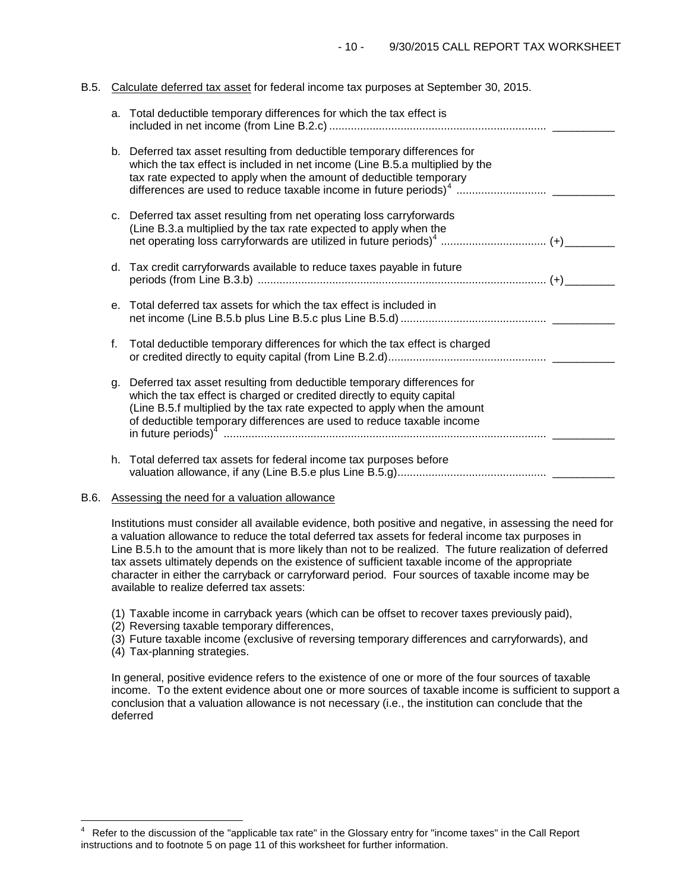B.5. Calculate deferred tax asset for federal income tax purposes at September 30, 2015.

a. Total deductible temporary differences for which the tax effect is included in net income (from Line B.2.c) ...................................................................... __________

b. Deferred tax asset resulting from deductible temporary differences for which the tax effect is included in net income (Line B.5.a multiplied by the tax rate expected to apply when the amount of deductible temporary differences are used to reduce taxable income in future periods)[4] ............................ __________

c. Deferred tax asset resulting from net operating loss carryforwards (Line B.3.a multiplied by the tax rate expected to apply when the net operating loss carryforwards are utilized in future periods)[4] ................................. (+)________

d. Tax credit carryforwards available to reduce taxes payable in future periods (from Line B.3.b) ............................................................................................ (+)________

e. Total deferred tax assets for which the tax effect is included in net income (Line B.5.b plus Line B.5.c plus Line B.5.d) ............................................... __________

f. Total deductible temporary differences for which the tax effect is charged or credited directly to equity capital (from Line B.2.d)................................................... __________

g. Deferred tax asset resulting from deductible temporary differences for which the tax effect is charged or credited directly to equity capital (Line B.5.f multiplied by the tax rate expected to apply when the amount of deductible temporary differences are used to reduce taxable income in future periods)[4] ....................................................................................................... __________

h. Total deferred tax assets for federal income tax purposes before valuation allowance, if any (Line B.5.e plus Line B.5.g)................................................ __________

B.6. Assessing the need for a valuation allowance

Institutions must consider all available evidence, both positive and negative, in assessing the need for a valuation allowance to reduce the total deferred tax assets for federal income tax purposes in Line B.5.h to the amount that is more likely than not to be realized. The future realization of deferred tax assets ultimately depends on the existence of sufficient taxable income of the appropriate character in either the carryback or carryforward period. Four sources of taxable income may be available to realize deferred tax assets:

(1) Taxable income in carryback years (which can be offset to recover taxes previously paid),
(2) Reversing taxable temporary differences,
(3) Future taxable income (exclusive of reversing temporary differences and carryforwards), and
(4) Tax-planning strategies.

In general, positive evidence refers to the existence of one or more of the four sources of taxable income. To the extent evidence about one or more sources of taxable income is sufficient to support a conclusion that a valuation allowance is not necessary (i.e., the institution can conclude that the deferred

---

[4] Refer to the discussion of the "applicable tax rate" in the Glossary entry for "income taxes" in the Call Report instructions and to footnote 5 on page 11 of this worksheet for further information.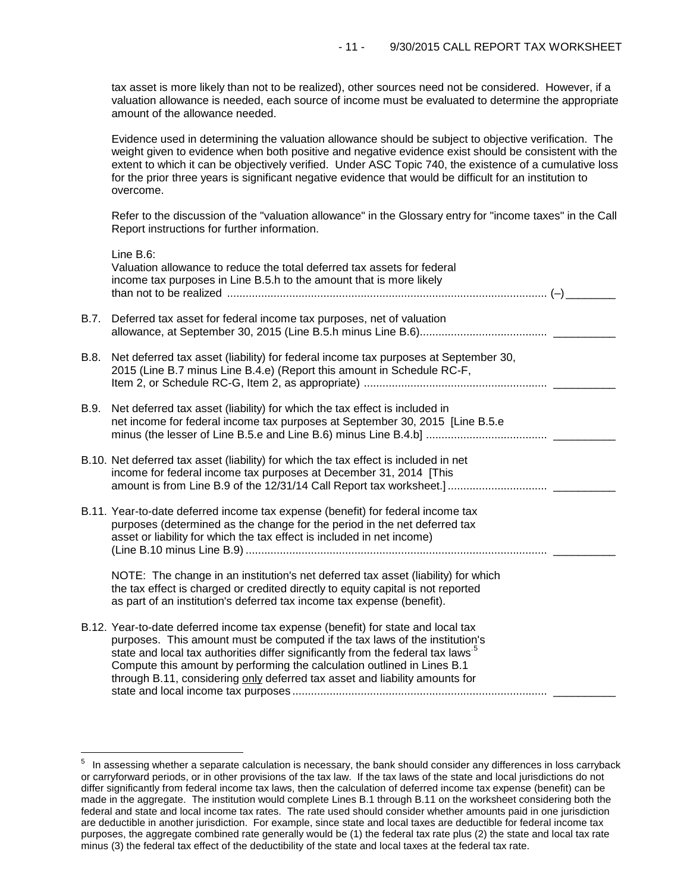tax asset is more likely than not to be realized), other sources need not be considered. However, if a valuation allowance is needed, each source of income must be evaluated to determine the appropriate amount of the allowance needed.

Evidence used in determining the valuation allowance should be subject to objective verification. The weight given to evidence when both positive and negative evidence exist should be consistent with the extent to which it can be objectively verified. Under ASC Topic 740, the existence of a cumulative loss for the prior three years is significant negative evidence that would be difficult for an institution to overcome.

Refer to the discussion of the "valuation allowance" in the Glossary entry for "income taxes" in the Call Report instructions for further information.

Line B.6:
Valuation allowance to reduce the total deferred tax assets for federal income tax purposes in Line B.5.h to the amount that is more likely than not to be realized ....................................................................................................... (–) ________

B.7. Deferred tax asset for federal income tax purposes, net of valuation allowance, at September 30, 2015 (Line B.5.h minus Line B.6)......................................... __________

B.8. Net deferred tax asset (liability) for federal income tax purposes at September 30, 2015 (Line B.7 minus Line B.4.e) (Report this amount in Schedule RC-F, Item 2, or Schedule RC-G, Item 2, as appropriate) ........................................................... __________

B.9. Net deferred tax asset (liability) for which the tax effect is included in net income for federal income tax purposes at September 30, 2015 [Line B.5.e minus (the lesser of Line B.5.e and Line B.6) minus Line B.4.b] ....................................... __________

B.10. Net deferred tax asset (liability) for which the tax effect is included in net income for federal income tax purposes at December 31, 2014 [This amount is from Line B.9 of the 12/31/14 Call Report tax worksheet.] ................................ __________

B.11. Year-to-date deferred income tax expense (benefit) for federal income tax purposes (determined as the change for the period in the net deferred tax asset or liability for which the tax effect is included in net income) (Line B.10 minus Line B.9) ................................................................................................. __________

NOTE: The change in an institution's net deferred tax asset (liability) for which the tax effect is charged or credited directly to equity capital is not reported as part of an institution's deferred tax income tax expense (benefit).

B.12. Year-to-date deferred income tax expense (benefit) for state and local tax purposes. This amount must be computed if the tax laws of the institution's state and local tax authorities differ significantly from the federal tax laws.[5] Compute this amount by performing the calculation outlined in Lines B.1 through B.11, considering only deferred tax asset and liability amounts for state and local income tax purposes .................................................................................. __________

---

[5] In assessing whether a separate calculation is necessary, the bank should consider any differences in loss carryback or carryforward periods, or in other provisions of the tax law. If the tax laws of the state and local jurisdictions do not differ significantly from federal income tax laws, then the calculation of deferred income tax expense (benefit) can be made in the aggregate. The institution would complete Lines B.1 through B.11 on the worksheet considering both the federal and state and local income tax rates. The rate used should consider whether amounts paid in one jurisdiction are deductible in another jurisdiction. For example, since state and local taxes are deductible for federal income tax purposes, the aggregate combined rate generally would be (1) the federal tax rate plus (2) the state and local tax rate minus (3) the federal tax effect of the deductibility of the state and local taxes at the federal tax rate.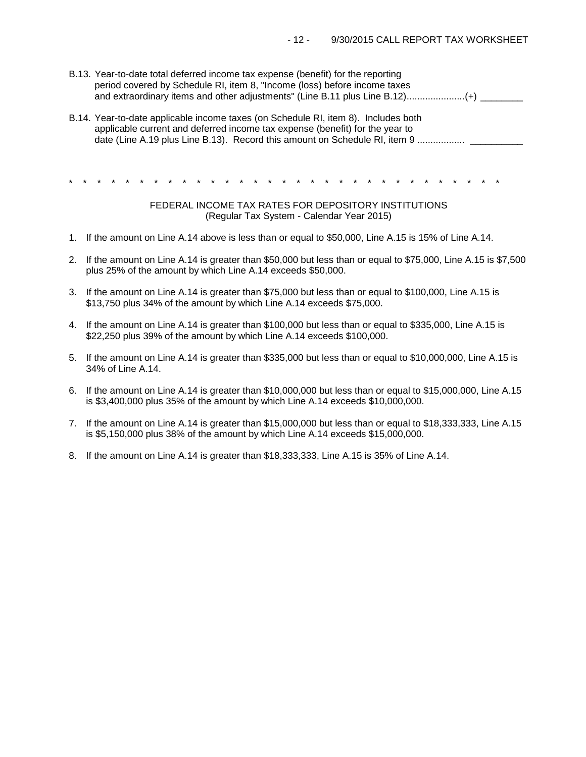B.13. Year-to-date total deferred income tax expense (benefit) for the reporting period covered by Schedule RI, item 8, "Income (loss) before income taxes and extraordinary items and other adjustments" (Line B.11 plus Line B.12)......................(+) ________

B.14. Year-to-date applicable income taxes (on Schedule RI, item 8). Includes both applicable current and deferred income tax expense (benefit) for the year to date (Line A.19 plus Line B.13). Record this amount on Schedule RI, item 9 .................. __________

\* \* \* \* \* \* \* \* \* \* \* \* \* \* \* \* \* \* \* \* \* \* \* \* \* \* \* \* \* \* \* \* \* \* \*

## FEDERAL INCOME TAX RATES FOR DEPOSITORY INSTITUTIONS
(Regular Tax System - Calendar Year 2015)

1. If the amount on Line A.14 above is less than or equal to $50,000, Line A.15 is 15% of Line A.14.

2. If the amount on Line A.14 is greater than $50,000 but less than or equal to $75,000, Line A.15 is $7,500 plus 25% of the amount by which Line A.14 exceeds $50,000.

3. If the amount on Line A.14 is greater than $75,000 but less than or equal to $100,000, Line A.15 is $13,750 plus 34% of the amount by which Line A.14 exceeds $75,000.

4. If the amount on Line A.14 is greater than $100,000 but less than or equal to $335,000, Line A.15 is $22,250 plus 39% of the amount by which Line A.14 exceeds $100,000.

5. If the amount on Line A.14 is greater than $335,000 but less than or equal to $10,000,000, Line A.15 is 34% of Line A.14.

6. If the amount on Line A.14 is greater than $10,000,000 but less than or equal to $15,000,000, Line A.15 is $3,400,000 plus 35% of the amount by which Line A.14 exceeds $10,000,000.

7. If the amount on Line A.14 is greater than $15,000,000 but less than or equal to $18,333,333, Line A.15 is $5,150,000 plus 38% of the amount by which Line A.14 exceeds $15,000,000.

8. If the amount on Line A.14 is greater than $18,333,333, Line A.15 is 35% of Line A.14.